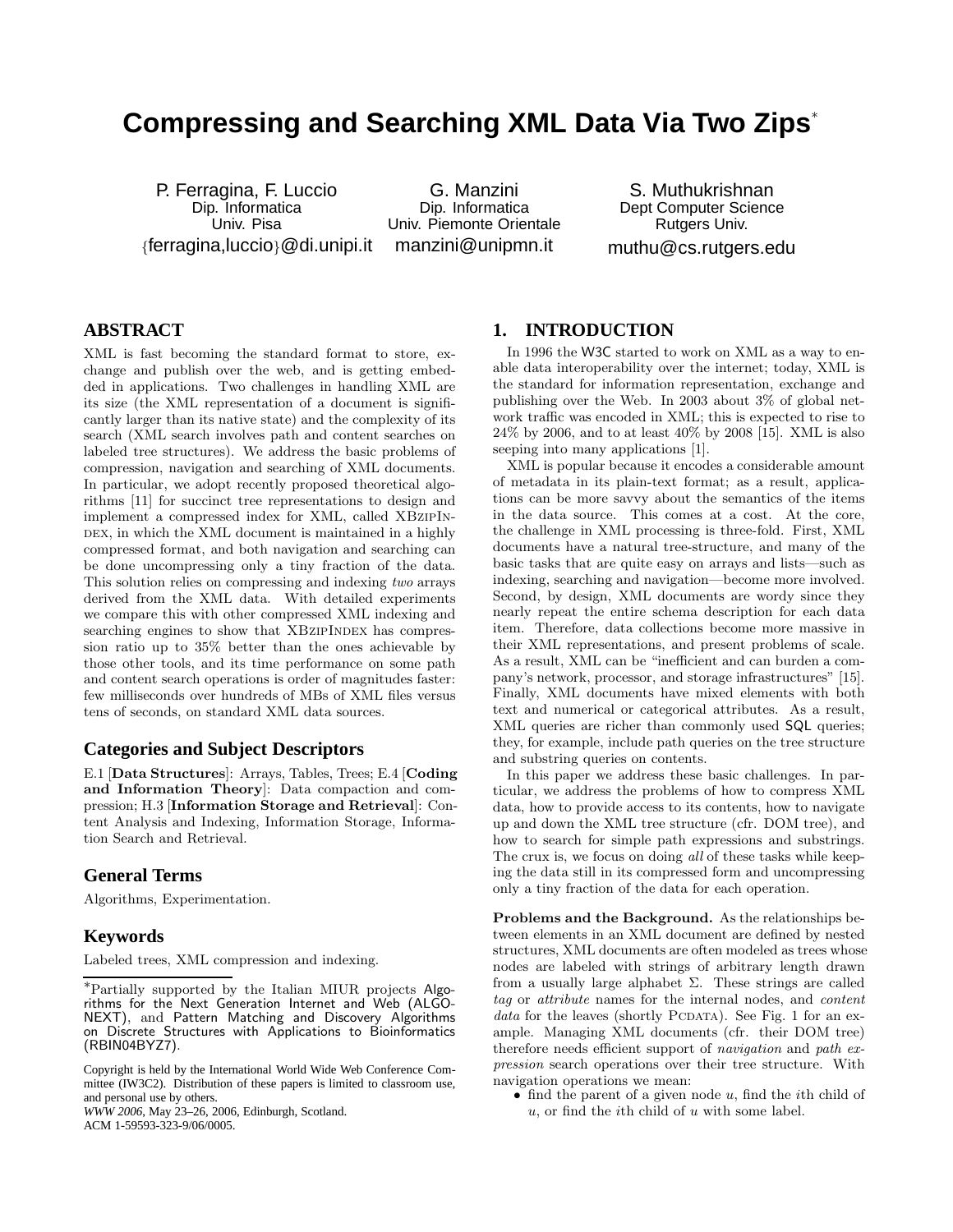# Compressing and Searching XML Data Via Two Zips*

P. Ferragina, F. Luccio
Dip. Informatica
Univ. Pisa
{ferragina,luccio}@di.unipi.it

G. Manzini
Dip. Informatica
Univ. Piemonte Orientale
manzini@unipmn.it

S. Muthukrishnan
Dept Computer Science
Rutgers Univ.
muthu@cs.rutgers.edu

## ABSTRACT

XML is fast becoming the standard format to store, exchange and publish over the web, and is getting embedded in applications. Two challenges in handling XML are its size (the XML representation of a document is significantly larger than its native state) and the complexity of its search (XML search involves path and content searches on labeled tree structures). We address the basic problems of compression, navigation and searching of XML documents. In particular, we adopt recently proposed theoretical algorithms [11] for succinct tree representations to design and implement a compressed index for XML, called XBzipIndex, in which the XML document is maintained in a highly compressed format, and both navigation and searching can be done uncompressing only a tiny fraction of the data. This solution relies on compressing and indexing *two* arrays derived from the XML data. With detailed experiments we compare this with other compressed XML indexing and searching engines to show that XBzipIndex has compression ratio up to 35% better than the ones achievable by those other tools, and its time performance on some path and content search operations is order of magnitudes faster: few milliseconds over hundreds of MBs of XML files versus tens of seconds, on standard XML data sources.

### Categories and Subject Descriptors

E.1 [**Data Structures**]: Arrays, Tables, Trees; E.4 [**Coding and Information Theory**]: Data compaction and compression; H.3 [**Information Storage and Retrieval**]: Content Analysis and Indexing, Information Storage, Information Search and Retrieval.

### General Terms

Algorithms, Experimentation.

### Keywords

Labeled trees, XML compression and indexing.

*Partially supported by the Italian MIUR projects Algorithms for the Next Generation Internet and Web (ALGO-NEXT), and Pattern Matching and Discovery Algorithms on Discrete Structures with Applications to Bioinformatics (RBIN04BYZ7).

Copyright is held by the International World Wide Web Conference Committee (IW3C2). Distribution of these papers is limited to classroom use, and personal use by others.
*WWW 2006*, May 23–26, 2006, Edinburgh, Scotland.
ACM 1-59593-323-9/06/0005.

## 1. INTRODUCTION

In 1996 the W3C started to work on XML as a way to enable data interoperability over the internet; today, XML is the standard for information representation, exchange and publishing over the Web. In 2003 about 3% of global network traffic was encoded in XML; this is expected to rise to 24% by 2006, and to at least 40% by 2008 [15]. XML is also seeping into many applications [1].

XML is popular because it encodes a considerable amount of metadata in its plain-text format; as a result, applications can be more savvy about the semantics of the items in the data source. This comes at a cost. At the core, the challenge in XML processing is three-fold. First, XML documents have a natural tree-structure, and many of the basic tasks that are quite easy on arrays and lists—such as indexing, searching and navigation—become more involved. Second, by design, XML documents are wordy since they nearly repeat the entire schema description for each data item. Therefore, data collections become more massive in their XML representations, and present problems of scale. As a result, XML can be "inefficient and can burden a company's network, processor, and storage infrastructures" [15]. Finally, XML documents have mixed elements with both text and numerical or categorical attributes. As a result, XML queries are richer than commonly used SQL queries; they, for example, include path queries on the tree structure and substring queries on contents.

In this paper we address these basic challenges. In particular, we address the problems of how to compress XML data, how to provide access to its contents, how to navigate up and down the XML tree structure (cfr. DOM tree), and how to search for simple path expressions and substrings. The crux is, we focus on doing *all* of these tasks while keeping the data still in its compressed form and uncompressing only a tiny fraction of the data for each operation.

**Problems and the Background.** As the relationships between elements in an XML document are defined by nested structures, XML documents are often modeled as trees whose nodes are labeled with strings of arbitrary length drawn from a usually large alphabet $\Sigma$. These strings are called *tag* or *attribute* names for the internal nodes, and *content data* for the leaves (shortly PCDATA). See Fig. 1 for an example. Managing XML documents (cfr. their DOM tree) therefore needs efficient support of *navigation* and *path expression* search operations over their tree structure. With navigation operations we mean:

- find the parent of a given node $u$, find the $i$th child of $u$, or find the $i$th child of $u$ with some label.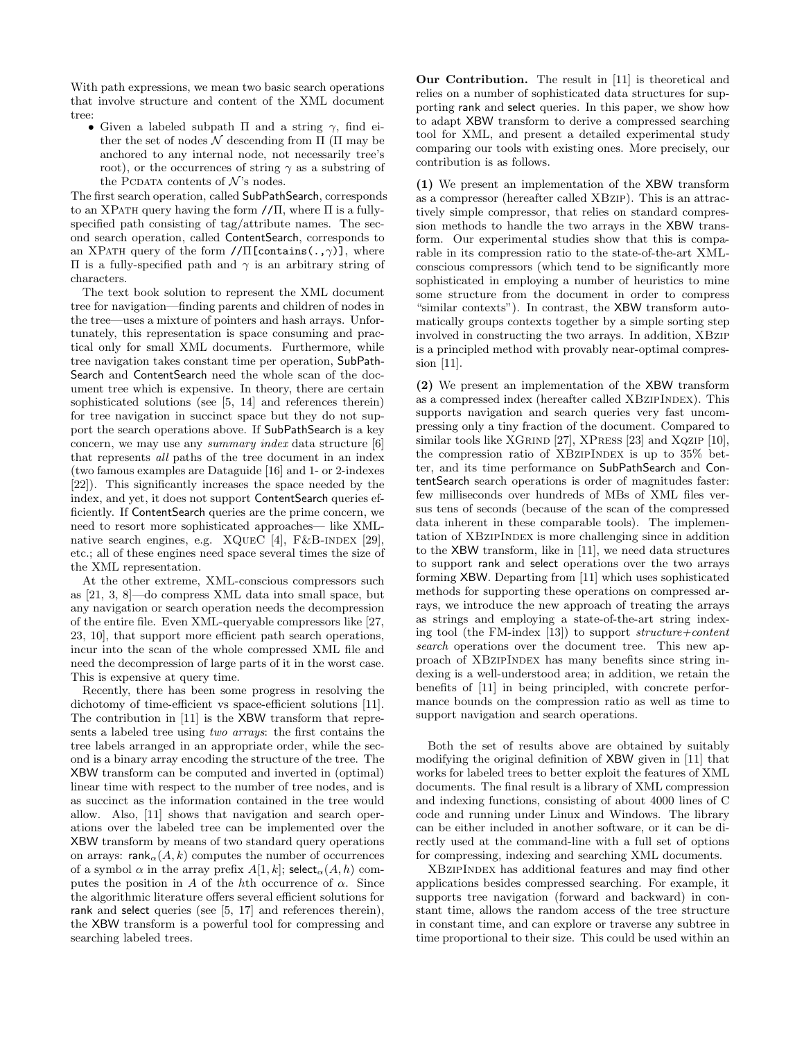With path expressions, we mean two basic search operations that involve structure and content of the XML document tree:

- Given a labeled subpath Π and a string $\gamma$, find either the set of nodes $\mathcal{N}$ descending from Π (Π may be anchored to any internal node, not necessarily tree's root), or the occurrences of string $\gamma$ as a substring of the PCDATA contents of $\mathcal{N}$'s nodes.

The first search operation, called SubPathSearch, corresponds to an XPATH query having the form //Π, where Π is a fully-specified path consisting of tag/attribute names. The second search operation, called ContentSearch, corresponds to an XPATH query of the form `//Π[contains(.,γ)]`, where Π is a fully-specified path and $\gamma$ is an arbitrary string of characters.

The text book solution to represent the XML document tree for navigation—finding parents and children of nodes in the tree—uses a mixture of pointers and hash arrays. Unfortunately, this representation is space consuming and practical only for small XML documents. Furthermore, while tree navigation takes constant time per operation, SubPathSearch and ContentSearch need the whole scan of the document tree which is expensive. In theory, there are certain sophisticated solutions (see [5, 14] and references therein) for tree navigation in succinct space but they do not support the search operations above. If SubPathSearch is a key concern, we may use any *summary index* data structure [6] that represents *all* paths of the tree document in an index (two famous examples are Dataguide [16] and 1- or 2-indexes [22]). This significantly increases the space needed by the index, and yet, it does not support ContentSearch queries efficiently. If ContentSearch queries are the prime concern, we need to resort more sophisticated approaches— like XML-native search engines, e.g. XQUEC [4], F&B-INDEX [29], etc.; all of these engines need space several times the size of the XML representation.

At the other extreme, XML-conscious compressors such as [21, 3, 8]—do compress XML data into small space, but any navigation or search operation needs the decompression of the entire file. Even XML-queryable compressors like [27, 23, 10], that support more efficient path search operations, incur into the scan of the whole compressed XML file and need the decompression of large parts of it in the worst case. This is expensive at query time.

Recently, there has been some progress in resolving the dichotomy of time-efficient vs space-efficient solutions [11]. The contribution in [11] is the XBW transform that represents a labeled tree using *two arrays*: the first contains the tree labels arranged in an appropriate order, while the second is a binary array encoding the structure of the tree. The XBW transform can be computed and inverted in (optimal) linear time with respect to the number of tree nodes, and is as succinct as the information contained in the tree would allow. Also, [11] shows that navigation and search operations over the labeled tree can be implemented over the XBW transform by means of two standard query operations on arrays: $\mathsf{rank}_\alpha(A, k)$ computes the number of occurrences of a symbol $\alpha$ in the array prefix $A[1, k]$; $\mathsf{select}_\alpha(A, h)$ computes the position in $A$ of the $h$th occurrence of $\alpha$. Since the algorithmic literature offers several efficient solutions for rank and select queries (see [5, 17] and references therein), the XBW transform is a powerful tool for compressing and searching labeled trees.

**Our Contribution.** The result in [11] is theoretical and relies on a number of sophisticated data structures for supporting rank and select queries. In this paper, we show how to adapt XBW transform to derive a compressed searching tool for XML, and present a detailed experimental study comparing our tools with existing ones. More precisely, our contribution is as follows.

**(1)** We present an implementation of the XBW transform as a compressor (hereafter called XBZIP). This is an attractively simple compressor, that relies on standard compression methods to handle the two arrays in the XBW transform. Our experimental studies show that this is comparable in its compression ratio to the state-of-the-art XML-conscious compressors (which tend to be significantly more sophisticated in employing a number of heuristics to mine some structure from the document in order to compress "similar contexts"). In contrast, the XBW transform automatically groups contexts together by a simple sorting step involved in constructing the two arrays. In addition, XBZIP is a principled method with provably near-optimal compression [11].

**(2)** We present an implementation of the XBW transform as a compressed index (hereafter called XBZIPINDEX). This supports navigation and search queries very fast uncompressing only a tiny fraction of the document. Compared to similar tools like XGRIND [27], XPRESS [23] and XQZIP [10], the compression ratio of XBZIPINDEX is up to 35% better, and its time performance on SubPathSearch and ContentSearch search operations is order of magnitudes faster: few milliseconds over hundreds of MBs of XML files versus tens of seconds (because of the scan of the compressed data inherent in these comparable tools). The implementation of XBZIPINDEX is more challenging since in addition to the XBW transform, like in [11], we need data structures to support rank and select operations over the two arrays forming XBW. Departing from [11] which uses sophisticated methods for supporting these operations on compressed arrays, we introduce the new approach of treating the arrays as strings and employing a state-of-the-art string indexing tool (the FM-index [13]) to support *structure+content search* operations over the document tree. This new approach of XBZIPINDEX has many benefits since string indexing is a well-understood area; in addition, we retain the benefits of [11] in being principled, with concrete performance bounds on the compression ratio as well as time to support navigation and search operations.

Both the set of results above are obtained by suitably modifying the original definition of XBW given in [11] that works for labeled trees to better exploit the features of XML documents. The final result is a library of XML compression and indexing functions, consisting of about 4000 lines of C code and running under Linux and Windows. The library can be either included in another software, or it can be directly used at the command-line with a full set of options for compressing, indexing and searching XML documents.

XBZIPINDEX has additional features and may find other applications besides compressed searching. For example, it supports tree navigation (forward and backward) in constant time, allows the random access of the tree structure in constant time, and can explore or traverse any subtree in time proportional to their size. This could be used within an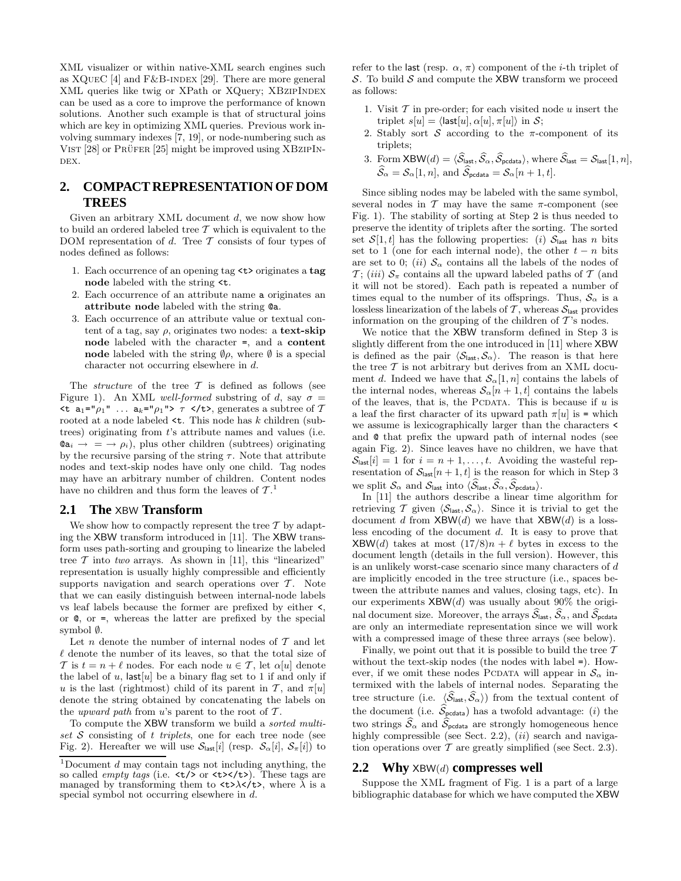XML visualizer or within native-XML search engines such as XQueC [4] and F&B-index [29]. There are more general XML queries like twig or XPath or XQuery; XBzipIndex can be used as a core to improve the performance of known solutions. Another such example is that of structural joins which are key in optimizing XML queries. Previous work involving summary indexes [7, 19], or node-numbering such as Vist [28] or Prüfer [25] might be improved using XBzipIndex.

## 2. COMPACT REPRESENTATION OF DOM TREES

Given an arbitrary XML document $d$, we now show how to build an ordered labeled tree $\mathcal{T}$ which is equivalent to the DOM representation of $d$. Tree $\mathcal{T}$ consists of four types of nodes defined as follows:

1. Each occurrence of an opening tag `<t>` originates a **tag node** labeled with the string `<t`.
2. Each occurrence of an attribute name `a` originates an **attribute node** labeled with the string `@a`.
3. Each occurrence of an attribute value or textual content of a tag, say $\rho$, originates two nodes: a **text-skip node** labeled with the character `=`, and a **content node** labeled with the string $\emptyset\rho$, where $\emptyset$ is a special character not occurring elsewhere in $d$.

The *structure* of the tree $\mathcal{T}$ is defined as follows (see Figure 1). An XML *well-formed* substring of $d$, say $\sigma$ = `<t a`$_1$`="`$\rho_1$`"` ... `a`$_k$`="`$\rho_1$`">` $\tau$ `</t>`, generates a subtree of $\mathcal{T}$ rooted at a node labeled `<t`. This node has $k$ children (subtrees) originating from $t$'s attribute names and values (i.e. `@a`$_i$ $\rightarrow$ `=` $\rightarrow \rho_i$), plus other children (subtrees) originating by the recursive parsing of the string $\tau$. Note that attribute nodes and text-skip nodes have only one child. Tag nodes may have an arbitrary number of children. Content nodes have no children and thus form the leaves of $\mathcal{T}$.[1]

### 2.1 The XBW Transform

We show how to compactly represent the tree $\mathcal{T}$ by adapting the XBW transform introduced in [11]. The XBW transform uses path-sorting and grouping to linearize the labeled tree $\mathcal{T}$ into *two* arrays. As shown in [11], this "linearized" representation is usually highly compressible and efficiently supports navigation and search operations over $\mathcal{T}$. Note that we can easily distinguish between internal-node labels vs leaf labels because the former are prefixed by either `<`, or `@`, or `=`, whereas the latter are prefixed by the special symbol $\emptyset$.

Let $n$ denote the number of internal nodes of $\mathcal{T}$ and let $\ell$ denote the number of its leaves, so that the total size of $\mathcal{T}$ is $t = n + \ell$ nodes. For each node $u \in \mathcal{T}$, let $\alpha[u]$ denote the label of $u$, $\mathsf{last}[u]$ be a binary flag set to 1 if and only if $u$ is the last (rightmost) child of its parent in $\mathcal{T}$, and $\pi[u]$ denote the string obtained by concatenating the labels on the *upward path* from $u$'s parent to the root of $\mathcal{T}$.

To compute the XBW transform we build a *sorted multiset* $\mathcal{S}$ consisting of $t$ *triplets*, one for each tree node (see Fig. 2). Hereafter we will use $\mathcal{S}_{\mathsf{last}}[i]$ (resp. $\mathcal{S}_\alpha[i]$, $\mathcal{S}_\pi[i]$) to refer to the $\mathsf{last}$ (resp. $\alpha$, $\pi$) component of the $i$-th triplet of $\mathcal{S}$. To build $\mathcal{S}$ and compute the XBW transform we proceed as follows:

1. Visit $\mathcal{T}$ in pre-order; for each visited node $u$ insert the triplet $s[u] = \langle \mathsf{last}[u], \alpha[u], \pi[u] \rangle$ in $\mathcal{S}$;
2. Stably sort $\mathcal{S}$ according to the $\pi$-component of its triplets;
3. Form $\mathsf{XBW}(d) = \langle \widehat{\mathcal{S}}_{\mathsf{last}}, \widehat{\mathcal{S}}_\alpha, \widehat{\mathcal{S}}_{\mathsf{pcdata}} \rangle$, where $\widehat{\mathcal{S}}_{\mathsf{last}} = \mathcal{S}_{\mathsf{last}}[1, n]$, $\widehat{\mathcal{S}}_\alpha = \mathcal{S}_\alpha[1, n]$, and $\widehat{\mathcal{S}}_{\mathsf{pcdata}} = \mathcal{S}_\alpha[n+1, t]$.

Since sibling nodes may be labeled with the same symbol, several nodes in $\mathcal{T}$ may have the same $\pi$-component (see Fig. 1). The stability of sorting at Step 2 is thus needed to preserve the identity of triplets after the sorting. The sorted set $\mathcal{S}[1, t]$ has the following properties: (*i*) $\mathcal{S}_{\mathsf{last}}$ has $n$ bits set to 1 (one for each internal node), the other $t - n$ bits are set to 0; (*ii*) $\mathcal{S}_\alpha$ contains all the labels of the nodes of $\mathcal{T}$; (*iii*) $\mathcal{S}_\pi$ contains all the upward labeled paths of $\mathcal{T}$ (and it will not be stored). Each path is repeated a number of times equal to the number of its offsprings. Thus, $\mathcal{S}_\alpha$ is a lossless linearization of the labels of $\mathcal{T}$, whereas $\mathcal{S}_{\mathsf{last}}$ provides information on the grouping of the children of $\mathcal{T}$'s nodes.

We notice that the XBW transform defined in Step 3 is slightly different from the one introduced in [11] where XBW is defined as the pair $\langle \mathcal{S}_{\mathsf{last}}, \mathcal{S}_\alpha \rangle$. The reason is that here the tree $\mathcal{T}$ is not arbitrary but derives from an XML document $d$. Indeed we have that $\mathcal{S}_\alpha[1, n]$ contains the labels of the internal nodes, whereas $\mathcal{S}_\alpha[n+1, t]$ contains the labels of the leaves, that is, the Pcdata. This is because if $u$ is a leaf the first character of its upward path $\pi[u]$ is `=` which we assume is lexicographically larger than the characters `<` and `@` that prefix the upward path of internal nodes (see again Fig. 2). Since leaves have no children, we have that $\mathcal{S}_{\mathsf{last}}[i] = 1$ for $i = n + 1, \ldots, t$. Avoiding the wasteful representation of $\mathcal{S}_{\mathsf{last}}[n + 1, t]$ is the reason for which in Step 3 we split $\mathcal{S}_\alpha$ and $\mathcal{S}_{\mathsf{last}}$ into $\langle \widehat{\mathcal{S}}_{\mathsf{last}}, \widehat{\mathcal{S}}_\alpha, \widehat{\mathcal{S}}_{\mathsf{pcdata}} \rangle$.

In [11] the authors describe a linear time algorithm for retrieving $\mathcal{T}$ given $\langle \mathcal{S}_{\mathsf{last}}, \mathcal{S}_\alpha \rangle$. Since it is trivial to get the document $d$ from $\mathsf{XBW}(d)$ we have that $\mathsf{XBW}(d)$ is a lossless encoding of the document $d$. It is easy to prove that $\mathsf{XBW}(d)$ takes at most $(17/8)n + \ell$ bytes in excess to the document length (details in the full version). However, this is an unlikely worst-case scenario since many characters of $d$ are implicitly encoded in the tree structure (i.e., spaces between the attribute names and values, closing tags, etc). In our experiments $\mathsf{XBW}(d)$ was usually about 90% the original document size. Moreover, the arrays $\widehat{\mathcal{S}}_{\mathsf{last}}$, $\widehat{\mathcal{S}}_\alpha$, and $\widehat{\mathcal{S}}_{\mathsf{pcdata}}$ are only an intermediate representation since we will work with a compressed image of these three arrays (see below).

Finally, we point out that it is possible to build the tree $\mathcal{T}$ without the text-skip nodes (the nodes with label `=`). However, if we omit these nodes Pcdata will appear in $\mathcal{S}_\alpha$ intermixed with the labels of internal nodes. Separating the tree structure (i.e. $\langle \widehat{\mathcal{S}}_{\mathsf{last}}, \widehat{\mathcal{S}}_\alpha \rangle$) from the textual content of the document (i.e. $\widehat{\mathcal{S}}_{\mathsf{pcdata}}$) has a twofold advantage: (*i*) the two strings $\widehat{\mathcal{S}}_\alpha$ and $\widehat{\mathcal{S}}_{\mathsf{pcdata}}$ are strongly homogeneous hence highly compressible (see Sect. 2.2), (*ii*) search and navigation operations over $\mathcal{T}$ are greatly simplified (see Sect. 2.3).

### 2.2 Why XBW(d) compresses well

Suppose the XML fragment of Fig. 1 is a part of a large bibliographic database for which we have computed the XBW

---

[1] Document $d$ may contain tags not including anything, the so called *empty tags* (i.e. `<t/>` or `<t></t>`). These tags are managed by transforming them to `<t>`$\lambda$`</t>`, where $\lambda$ is a special symbol not occurring elsewhere in $d$.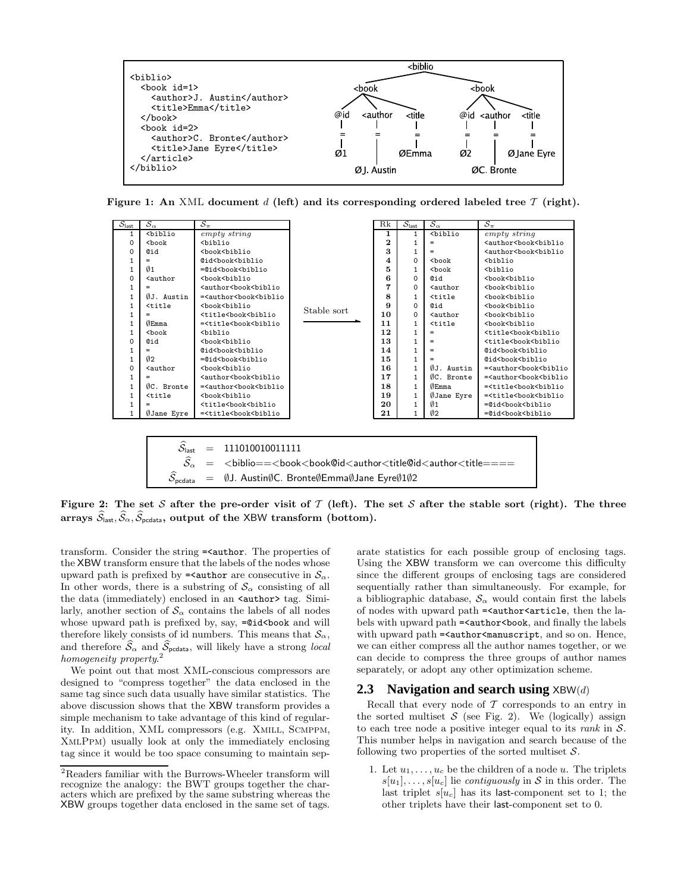```
<biblio>
  <book id=1>
    <author>J. Austin</author>
    <title>Emma</title>
  </book>
  <book id=2>
    <author>C. Bronte</author>
    <title>Jane Eyre</title>
  </article>
</biblio>
```

Figure 1: An XML document $d$ (left) and its corresponding ordered labeled tree $\mathcal{T}$ (right).

| $\mathcal{S}_{\mathsf{last}}$ | $\mathcal{S}_{\alpha}$ | $\mathcal{S}_{\pi}$ |
|---|---|---|
| 1 | <biblio | *empty string* |
| 0 | <book | <biblio |
| 0 | @id | <book<biblio |
| 1 | = | @id<book<biblio |
| 1 | ∅1 | =@id<book<biblio |
| 0 | <author | <book<biblio |
| 1 | = | <author<book<biblio |
| 1 | ∅J. Austin | =<author<book<biblio |
| 1 | <title | <book<biblio |
| 1 | = | <title<book<biblio |
| 1 | ∅Emma | =<title<book<biblio |
| 1 | <book | <biblio |
| 0 | @id | <book<biblio |
| 1 | = | @id<book<biblio |
| 1 | ∅2 | =@id<book<biblio |
| 0 | <author | <book<biblio |
| 1 | = | <author<book<biblio |
| 1 | ∅C. Bronte | =<author<book<biblio |
| 1 | <title | <book<biblio |
| 1 | = | <title<book<biblio |
| 1 | ∅Jane Eyre | =<title<book<biblio |

Stable sort →

| Rk | $\mathcal{S}_{\mathsf{last}}$ | $\mathcal{S}_{\alpha}$ | $\mathcal{S}_{\pi}$ |
|---|---|---|---|
| **1** | 1 | <biblio | *empty string* |
| **2** | 1 | = | <author<book<biblio |
| **3** | 1 | = | <author<book<biblio |
| **4** | 0 | <book | <biblio |
| **5** | 1 | <book | <biblio |
| **6** | 0 | @id | <book<biblio |
| **7** | 0 | <author | <book<biblio |
| **8** | 1 | <title | <book<biblio |
| **9** | 0 | @id | <book<biblio |
| **10** | 0 | <author | <book<biblio |
| **11** | 1 | <title | <book<biblio |
| **12** | 1 | = | <title<book<biblio |
| **13** | 1 | = | <title<book<biblio |
| **14** | 1 | = | @id<book<biblio |
| **15** | 1 | = | @id<book<biblio |
| **16** | 1 | ∅J. Austin | =<author<book<biblio |
| **17** | 1 | ∅C. Bronte | =<author<book<biblio |
| **18** | 1 | ∅Emma | =<title<book<biblio |
| **19** | 1 | ∅Jane Eyre | =<title<book<biblio |
| **20** | 1 | ∅1 | =@id<book<biblio |
| **21** | 1 | ∅2 | =@id<book<biblio |

$\widehat{\mathcal{S}}_{\mathsf{last}}$ = 111010010011111
$\widehat{\mathcal{S}}_{\alpha}$ = <biblio==<book<book@id<author<title@id<author<title====
$\widehat{\mathcal{S}}_{\mathsf{pcdata}}$ = ∅J. Austin∅C. Bronte∅Emma∅Jane Eyre∅1∅2

Figure 2: The set $\mathcal{S}$ after the pre-order visit of $\mathcal{T}$ (left). The set $\mathcal{S}$ after the stable sort (right). The three arrays $\widehat{\mathcal{S}}_{\mathsf{last}}, \widehat{\mathcal{S}}_{\alpha}, \widehat{\mathcal{S}}_{\mathsf{pcdata}}$, output of the XBW transform (bottom).

transform. Consider the string `=<author`. The properties of the XBW transform ensure that the labels of the nodes whose upward path is prefixed by `=<author` are consecutive in $\mathcal{S}_{\alpha}$. In other words, there is a substring of $\mathcal{S}_{\alpha}$ consisting of all the data (immediately) enclosed in an `<author>` tag. Similarly, another section of $\mathcal{S}_{\alpha}$ contains the labels of all nodes whose upward path is prefixed by, say, `=@id<book` and will therefore likely consists of id numbers. This means that $\mathcal{S}_{\alpha}$, and therefore $\widehat{\mathcal{S}}_{\alpha}$ and $\widehat{\mathcal{S}}_{\mathsf{pcdata}}$, will likely have a strong *local homogeneity property*.[2]

We point out that most XML-conscious compressors are designed to "compress together" the data enclosed in the same tag since such data usually have similar statistics. The above discussion shows that the XBW transform provides a simple mechanism to take advantage of this kind of regularity. In addition, XML compressors (e.g. XMill, Scmppm, XmlPpm) usually look at only the immediately enclosing tag since it would be too space consuming to maintain separate statistics for each possible group of enclosing tags. Using the XBW transform we can overcome this difficulty since the different groups of enclosing tags are considered sequentially rather than simultaneously. For example, for a bibliographic database, $\mathcal{S}_{\alpha}$ would contain first the labels of nodes with upward path `=<author<article`, then the labels with upward path `=<author<book`, and finally the labels with upward path `=<author<manuscript`, and so on. Hence, we can either compress all the author names together, or we can decide to compress the three groups of author names separately, or adopt any other optimization scheme.

## 2.3 Navigation and search using XBW($d$)

Recall that every node of $\mathcal{T}$ corresponds to an entry in the sorted multiset $\mathcal{S}$ (see Fig. 2). We (logically) assign to each tree node a positive integer equal to its *rank* in $\mathcal{S}$. This number helps in navigation and search because of the following two properties of the sorted multiset $\mathcal{S}$.

1. Let $u_1, \ldots, u_c$ be the children of a node $u$. The triplets $s[u_1], \ldots, s[u_c]$ lie *contiguously* in $\mathcal{S}$ in this order. The last triplet $s[u_c]$ has its last-component set to 1; the other triplets have their last-component set to 0.

[2] Readers familiar with the Burrows-Wheeler transform will recognize the analogy: the BWT groups together the characters which are prefixed by the same substring whereas the XBW groups together data enclosed in the same set of tags.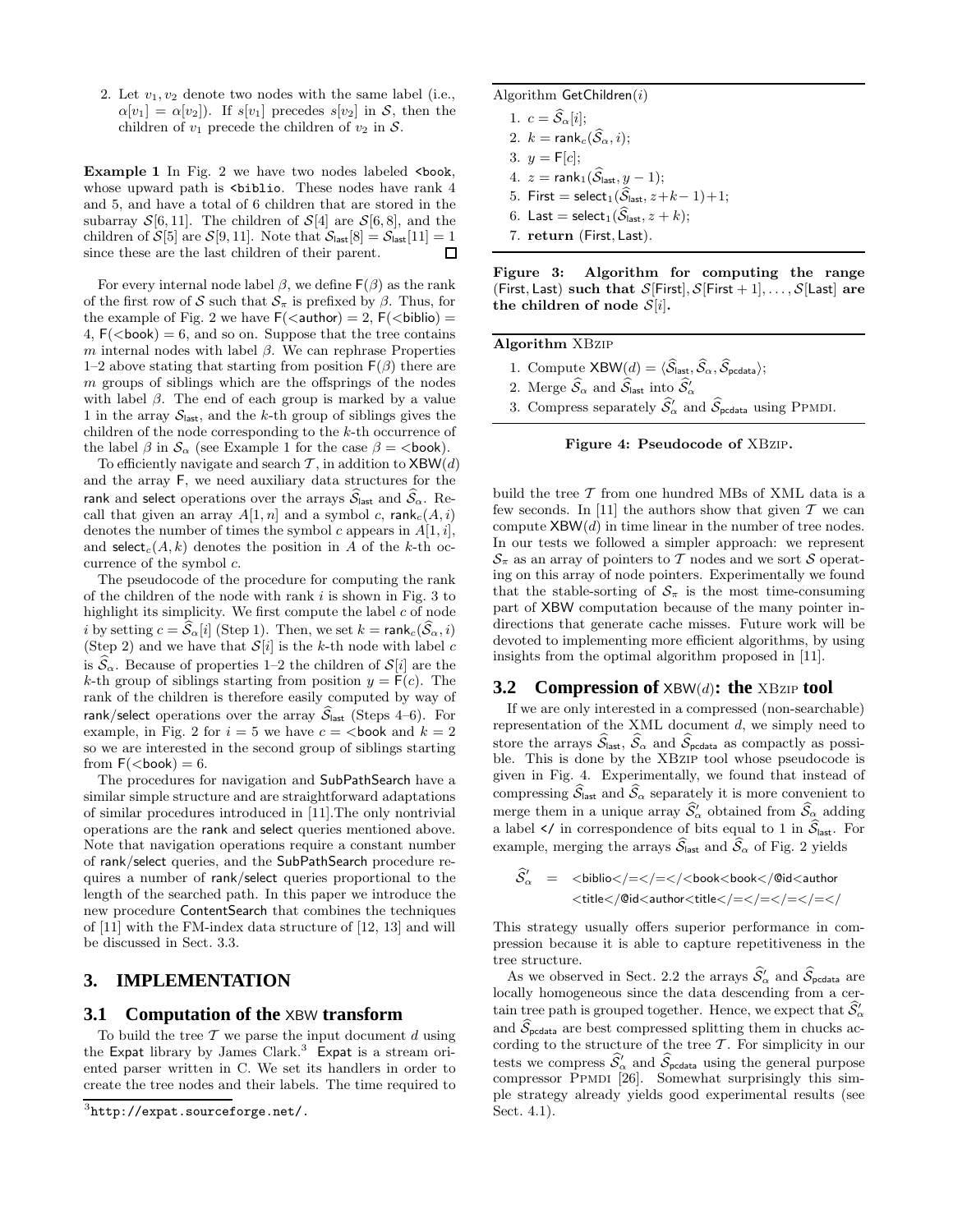2. Let $v_1, v_2$ denote two nodes with the same label (i.e., $\alpha[v_1] = \alpha[v_2]$). If $s[v_1]$ precedes $s[v_2]$ in $\mathcal{S}$, then the children of $v_1$ precede the children of $v_2$ in $\mathcal{S}$.

**Example 1** In Fig. 2 we have two nodes labeled <book, whose upward path is <biblio. These nodes have rank 4 and 5, and have a total of 6 children that are stored in the subarray $\mathcal{S}[6, 11]$. The children of $\mathcal{S}[4]$ are $\mathcal{S}[6, 8]$, and the children of $\mathcal{S}[5]$ are $\mathcal{S}[9, 11]$. Note that $\mathcal{S}_{\mathsf{last}}[8] = \mathcal{S}_{\mathsf{last}}[11] = 1$ since these are the last children of their parent. □

For every internal node label $\beta$, we define $\mathsf{F}(\beta)$ as the rank of the first row of $\mathcal{S}$ such that $\mathcal{S}_\pi$ is prefixed by $\beta$. Thus, for the example of Fig. 2 we have $\mathsf{F}(<\mathsf{author}) = 2$, $\mathsf{F}(<\mathsf{biblio}) = 4$, $\mathsf{F}(<\mathsf{book}) = 6$, and so on. Suppose that the tree contains $m$ internal nodes with label $\beta$. We can rephrase Properties 1–2 above stating that starting from position $\mathsf{F}(\beta)$ there are $m$ groups of siblings which are the offsprings of the nodes with label $\beta$. The end of each group is marked by a value 1 in the array $\mathcal{S}_{\mathsf{last}}$, and the $k$-th group of siblings gives the children of the node corresponding to the $k$-th occurrence of the label $\beta$ in $\mathcal{S}_\alpha$ (see Example 1 for the case $\beta = <\mathsf{book}$).

To efficiently navigate and search $\mathcal{T}$, in addition to $\mathsf{XBW}(d)$ and the array $\mathsf{F}$, we need auxiliary data structures for the rank and select operations over the arrays $\widehat{\mathcal{S}}_{\mathsf{last}}$ and $\widehat{\mathcal{S}}_\alpha$. Recall that given an array $A[1, n]$ and a symbol $c$, $\mathsf{rank}_c(A, i)$ denotes the number of times the symbol $c$ appears in $A[1, i]$, and $\mathsf{select}_c(A, k)$ denotes the position in $A$ of the $k$-th occurrence of the symbol $c$.

The pseudocode of the procedure for computing the rank of the children of the node with rank $i$ is shown in Fig. 3 to highlight its simplicity. We first compute the label $c$ of node $i$ by setting $c = \widehat{\mathcal{S}}_\alpha[i]$ (Step 1). Then, we set $k = \mathsf{rank}_c(\widehat{\mathcal{S}}_\alpha, i)$ (Step 2) and we have that $\mathcal{S}[i]$ is the $k$-th node with label $c$ is $\widehat{\mathcal{S}}_\alpha$. Because of properties 1–2 the children of $\mathcal{S}[i]$ are the $k$-th group of siblings starting from position $y = \mathsf{F}(c)$. The rank of the children is therefore easily computed by way of rank/select operations over the array $\widehat{\mathcal{S}}_{\mathsf{last}}$ (Steps 4–6). For example, in Fig. 2 for $i = 5$ we have $c = <\mathsf{book}$ and $k = 2$ so we are interested in the second group of siblings starting from $\mathsf{F}(<\mathsf{book}) = 6$.

The procedures for navigation and SubPathSearch have a similar simple structure and are straightforward adaptations of similar procedures introduced in [11].The only nontrivial operations are the rank and select queries mentioned above. Note that navigation operations require a constant number of rank/select queries, and the SubPathSearch procedure requires a number of rank/select queries proportional to the length of the searched path. In this paper we introduce the new procedure ContentSearch that combines the techniques of [11] with the FM-index data structure of [12, 13] and will be discussed in Sect. 3.3.

## 3. IMPLEMENTATION

### 3.1 Computation of the XBW transform

To build the tree $\mathcal{T}$ we parse the input document $d$ using the Expat library by James Clark.[3] Expat is a stream oriented parser written in C. We set its handlers in order to create the tree nodes and their labels. The time required to build the tree $\mathcal{T}$ from one hundred MBs of XML data is a few seconds. In [11] the authors show that given $\mathcal{T}$ we can compute $\mathsf{XBW}(d)$ in time linear in the number of tree nodes. In our tests we followed a simpler approach: we represent $\mathcal{S}_\pi$ as an array of pointers to $\mathcal{T}$ nodes and we sort $\mathcal{S}$ operating on this array of node pointers. Experimentally we found that the stable-sorting of $\mathcal{S}_\pi$ is the most time-consuming part of XBW computation because of the many pointer indirections that generate cache misses. Future work will be devoted to implementing more efficient algorithms, by using insights from the optimal algorithm proposed in [11].

[3] http://expat.sourceforge.net/.

Algorithm GetChildren($i$)

1. $c = \widehat{\mathcal{S}}_\alpha[i]$;
2. $k = \mathsf{rank}_c(\widehat{\mathcal{S}}_\alpha, i)$;
3. $y = \mathsf{F}[c]$;
4. $z = \mathsf{rank}_1(\widehat{\mathcal{S}}_{\mathsf{last}}, y - 1)$;
5. $\mathsf{First} = \mathsf{select}_1(\widehat{\mathcal{S}}_{\mathsf{last}}, z + k - 1) + 1$;
6. $\mathsf{Last} = \mathsf{select}_1(\widehat{\mathcal{S}}_{\mathsf{last}}, z + k)$;
7. **return** (First, Last).

**Figure 3: Algorithm for computing the range (First, Last) such that $\mathcal{S}[\mathsf{First}], \mathcal{S}[\mathsf{First} + 1], \ldots, \mathcal{S}[\mathsf{Last}]$ are the children of node $\mathcal{S}[i]$.**

**Algorithm** XBZIP

1. Compute $\mathsf{XBW}(d) = \langle \widehat{\mathcal{S}}_{\mathsf{last}}, \widehat{\mathcal{S}}_\alpha, \widehat{\mathcal{S}}_{\mathsf{pcdata}} \rangle$;
2. Merge $\widehat{\mathcal{S}}_\alpha$ and $\widehat{\mathcal{S}}_{\mathsf{last}}$ into $\widehat{\mathcal{S}}'_\alpha$
3. Compress separately $\widehat{\mathcal{S}}'_\alpha$ and $\widehat{\mathcal{S}}_{\mathsf{pcdata}}$ using PPMDI.

**Figure 4: Pseudocode of XBZIP.**

### 3.2 Compression of XBW($d$): the XBZIP tool

If we are only interested in a compressed (non-searchable) representation of the XML document $d$, we simply need to store the arrays $\widehat{\mathcal{S}}_{\mathsf{last}}$, $\widehat{\mathcal{S}}_\alpha$ and $\widehat{\mathcal{S}}_{\mathsf{pcdata}}$ as compactly as possible. This is done by the XBZIP tool whose pseudocode is given in Fig. 4. Experimentally, we found that instead of compressing $\widehat{\mathcal{S}}_{\mathsf{last}}$ and $\widehat{\mathcal{S}}_\alpha$ separately it is more convenient to merge them in a unique array $\widehat{\mathcal{S}}'_\alpha$ obtained from $\widehat{\mathcal{S}}_\alpha$ adding a label </ in correspondence of bits equal to 1 in $\widehat{\mathcal{S}}_{\mathsf{last}}$. For example, merging the arrays $\widehat{\mathcal{S}}_{\mathsf{last}}$ and $\widehat{\mathcal{S}}_\alpha$ of Fig. 2 yields

$$\widehat{\mathcal{S}}'_\alpha \;=\; \text{<biblio</=</=</<book<book</@id<author} \\ \text{<title</@id<author<title</=</=</=</=</}$$

This strategy usually offers superior performance in compression because it is able to capture repetitiveness in the tree structure.

As we observed in Sect. 2.2 the arrays $\widehat{\mathcal{S}}'_\alpha$ and $\widehat{\mathcal{S}}_{\mathsf{pcdata}}$ are locally homogeneous since the data descending from a certain tree path is grouped together. Hence, we expect that $\widehat{\mathcal{S}}'_\alpha$ and $\widehat{\mathcal{S}}_{\mathsf{pcdata}}$ are best compressed splitting them in chucks according to the structure of the tree $\mathcal{T}$. For simplicity in our tests we compress $\widehat{\mathcal{S}}'_\alpha$ and $\widehat{\mathcal{S}}_{\mathsf{pcdata}}$ using the general purpose compressor PPMDI [26]. Somewhat surprisingly this simple strategy already yields good experimental results (see Sect. 4.1).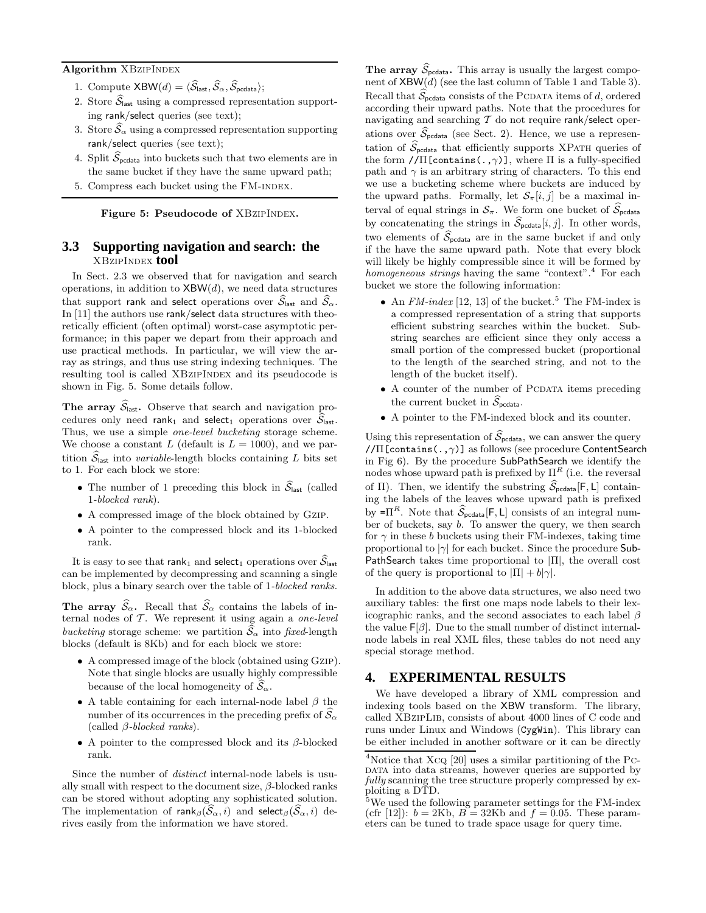**Algorithm** XBzipIndex

1. Compute $\mathsf{XBW}(d) = \langle \widehat{\mathcal{S}}_{\mathsf{last}}, \widehat{\mathcal{S}}_\alpha, \widehat{\mathcal{S}}_{\mathsf{pcdata}} \rangle$;
2. Store $\widehat{\mathcal{S}}_{\mathsf{last}}$ using a compressed representation supporting rank/select queries (see text);
3. Store $\widehat{\mathcal{S}}_\alpha$ using a compressed representation supporting rank/select queries (see text);
4. Split $\widehat{\mathcal{S}}_{\mathsf{pcdata}}$ into buckets such that two elements are in the same bucket if they have the same upward path;
5. Compress each bucket using the FM-index.

**Figure 5: Pseudocode of** XBzipIndex**.**

### 3.3 Supporting navigation and search: the XBzipIndex tool

In Sect. 2.3 we observed that for navigation and search operations, in addition to $\mathsf{XBW}(d)$, we need data structures that support rank and select operations over $\widehat{\mathcal{S}}_{\mathsf{last}}$ and $\widehat{\mathcal{S}}_\alpha$. In [11] the authors use rank/select data structures with theoretically efficient (often optimal) worst-case asymptotic performance; in this paper we depart from their approach and use practical methods. In particular, we will view the array as strings, and thus use string indexing techniques. The resulting tool is called XBzipIndex and its pseudocode is shown in Fig. 5. Some details follow.

**The array $\widehat{\mathcal{S}}_{\mathsf{last}}$.** Observe that search and navigation procedures only need $\mathsf{rank}_1$ and $\mathsf{select}_1$ operations over $\widehat{\mathcal{S}}_{\mathsf{last}}$. Thus, we use a simple *one-level bucketing* storage scheme. We choose a constant $L$ (default is $L = 1000$), and we partition $\widehat{\mathcal{S}}_{\mathsf{last}}$ into *variable*-length blocks containing $L$ bits set to 1. For each block we store:

- The number of 1 preceding this block in $\widehat{\mathcal{S}}_{\mathsf{last}}$ (called *1-blocked rank*).
- A compressed image of the block obtained by Gzip.
- A pointer to the compressed block and its 1-blocked rank.

It is easy to see that $\mathsf{rank}_1$ and $\mathsf{select}_1$ operations over $\widehat{\mathcal{S}}_{\mathsf{last}}$ can be implemented by decompressing and scanning a single block, plus a binary search over the table of *1-blocked ranks*.

**The array $\widehat{\mathcal{S}}_\alpha$.** Recall that $\widehat{\mathcal{S}}_\alpha$ contains the labels of internal nodes of $\mathcal{T}$. We represent it using again a *one-level bucketing* storage scheme: we partition $\widehat{\mathcal{S}}_\alpha$ into *fixed*-length blocks (default is 8Kb) and for each block we store:

- A compressed image of the block (obtained using Gzip). Note that single blocks are usually highly compressible because of the local homogeneity of $\widehat{\mathcal{S}}_\alpha$.
- A table containing for each internal-node label $\beta$ the number of its occurrences in the preceding prefix of $\widehat{\mathcal{S}}_\alpha$ (called *$\beta$-blocked ranks*).
- A pointer to the compressed block and its $\beta$-blocked rank.

Since the number of *distinct* internal-node labels is usually small with respect to the document size, $\beta$-blocked ranks can be stored without adopting any sophisticated solution. The implementation of $\mathsf{rank}_\beta(\widehat{\mathcal{S}}_\alpha, i)$ and $\mathsf{select}_\beta(\widehat{\mathcal{S}}_\alpha, i)$ derives easily from the information we have stored.

**The array $\widehat{\mathcal{S}}_{\mathsf{pcdata}}$.** This array is usually the largest component of $\mathsf{XBW}(d)$ (see the last column of Table 1 and Table 3). Recall that $\widehat{\mathcal{S}}_{\mathsf{pcdata}}$ consists of the Pcdata items of $d$, ordered according their upward paths. Note that the procedures for navigating and searching $\mathcal{T}$ do not require rank/select operations over $\widehat{\mathcal{S}}_{\mathsf{pcdata}}$ (see Sect. 2). Hence, we use a representation of $\widehat{\mathcal{S}}_{\mathsf{pcdata}}$ that efficiently supports XPath queries of the form //$\Pi$[contains(.,$\gamma$)], where $\Pi$ is a fully-specified path and $\gamma$ is an arbitrary string of characters. To this end we use a bucketing scheme where buckets are induced by the upward paths. Formally, let $\mathcal{S}_\pi[i,j]$ be a maximal interval of equal strings in $\mathcal{S}_\pi$. We form one bucket of $\widehat{\mathcal{S}}_{\mathsf{pcdata}}$ by concatenating the strings in $\widehat{\mathcal{S}}_{\mathsf{pcdata}}[i,j]$. In other words, two elements of $\widehat{\mathcal{S}}_{\mathsf{pcdata}}$ are in the same bucket if and only if the have the same upward path. Note that every block will likely be highly compressible since it will be formed by *homogeneous strings* having the same "context".[4] For each bucket we store the following information:

- An *FM-index* [12, 13] of the bucket.[5] The FM-index is a compressed representation of a string that supports efficient substring searches within the bucket. Substring searches are efficient since they only access a small portion of the compressed bucket (proportional to the length of the searched string, and not to the length of the bucket itself).
- A counter of the number of Pcdata items preceding the current bucket in $\widehat{\mathcal{S}}_{\mathsf{pcdata}}$.
- A pointer to the FM-indexed block and its counter.

Using this representation of $\widehat{\mathcal{S}}_{\mathsf{pcdata}}$, we can answer the query //$\Pi$[contains(.,$\gamma$)] as follows (see procedure ContentSearch in Fig 6). By the procedure SubPathSearch we identify the nodes whose upward path is prefixed by $\Pi^R$ (i.e. the reversal of $\Pi$). Then, we identify the substring $\widehat{\mathcal{S}}_{\mathsf{pcdata}}[\mathsf{F},\mathsf{L}]$ containing the labels of the leaves whose upward path is prefixed by $=\Pi^R$. Note that $\widehat{\mathcal{S}}_{\mathsf{pcdata}}[\mathsf{F},\mathsf{L}]$ consists of an integral number of buckets, say $b$. To answer the query, we then search for $\gamma$ in these $b$ buckets using their FM-indexes, taking time proportional to $|\gamma|$ for each bucket. Since the procedure SubPathSearch takes time proportional to $|\Pi|$, the overall cost of the query is proportional to $|\Pi| + b|\gamma|$.

In addition to the above data structures, we also need two auxiliary tables: the first one maps node labels to their lexicographic ranks, and the second associates to each label $\beta$ the value $\mathsf{F}[\beta]$. Due to the small number of distinct internal-node labels in real XML files, these tables do not need any special storage method.

## 4. EXPERIMENTAL RESULTS

We have developed a library of XML compression and indexing tools based on the XBW transform. The library, called XBzipLib, consists of about 4000 lines of C code and runs under Linux and Windows (CygWin). This library can be either included in another software or it can be directly

[4] Notice that Xcq [20] uses a similar partitioning of the Pcdata into data streams, however queries are supported by *fully* scanning the tree structure properly compressed by exploiting a DTD.

[5] We used the following parameter settings for the FM-index (cfr [12]): $b = 2$Kb, $B = 32$Kb and $f = 0.05$. These parameters can be tuned to trade space usage for query time.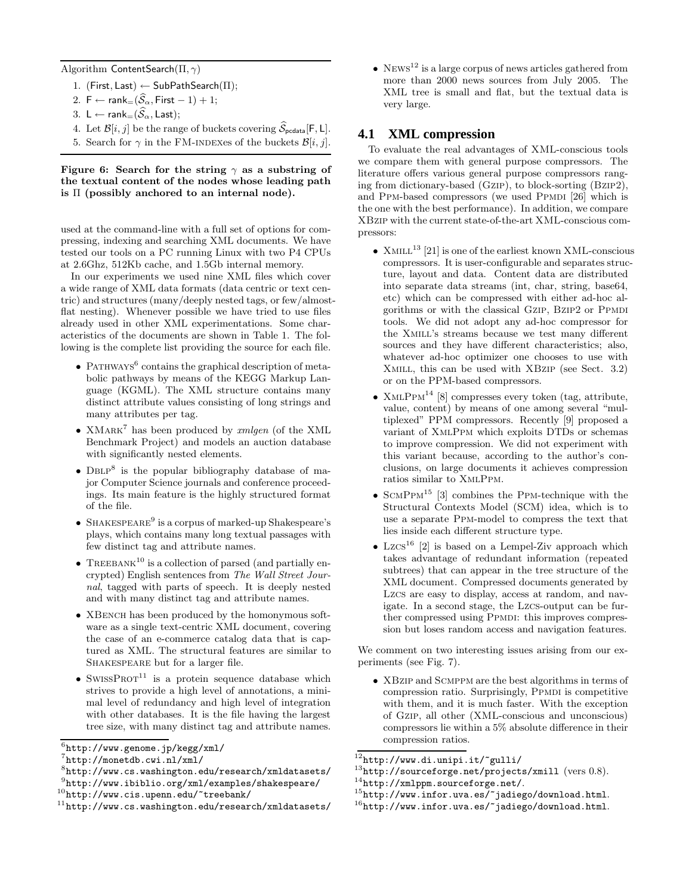Algorithm $\mathsf{ContentSearch}(\Pi, \gamma)$

1. $(\mathsf{First}, \mathsf{Last}) \leftarrow \mathsf{SubPathSearch}(\Pi)$;
2. $\mathsf{F} \leftarrow \mathsf{rank}_=(\widehat{\mathcal{S}}_\alpha, \mathsf{First}-1)+1$;
3. $\mathsf{L} \leftarrow \mathsf{rank}_=(\widehat{\mathcal{S}}_\alpha, \mathsf{Last})$;
4. Let $\mathcal{B}[i,j]$ be the range of buckets covering $\widehat{\mathcal{S}}_{\mathsf{pcdata}}[\mathsf{F}, \mathsf{L}]$.
5. Search for $\gamma$ in the FM-INDEXes of the buckets $\mathcal{B}[i,j]$.

**Figure 6: Search for the string $\gamma$ as a substring of the textual content of the nodes whose leading path is $\Pi$ (possibly anchored to an internal node).**

used at the command-line with a full set of options for compressing, indexing and searching XML documents. We have tested our tools on a PC running Linux with two P4 CPUs at 2.6Ghz, 512Kb cache, and 1.5Gb internal memory.

In our experiments we used nine XML files which cover a wide range of XML data formats (data centric or text centric) and structures (many/deeply nested tags, or few/almost-flat nesting). Whenever possible we have tried to use files already used in other XML experimentations. Some characteristics of the documents are shown in Table 1. The following is the complete list providing the source for each file.

- PATHWAYS[6] contains the graphical description of metabolic pathways by means of the KEGG Markup Language (KGML). The XML structure contains many distinct attribute values consisting of long strings and many attributes per tag.
- XMARK[7] has been produced by *xmlgen* (of the XML Benchmark Project) and models an auction database with significantly nested elements.
- DBLP[8] is the popular bibliography database of major Computer Science journals and conference proceedings. Its main feature is the highly structured format of the file.
- SHAKESPEARE[9] is a corpus of marked-up Shakespeare's plays, which contains many long textual passages with few distinct tag and attribute names.
- TREEBANK[10] is a collection of parsed (and partially encrypted) English sentences from *The Wall Street Journal*, tagged with parts of speech. It is deeply nested and with many distinct tag and attribute names.
- XBENCH has been produced by the homonymous software as a single text-centric XML document, covering the case of an e-commerce catalog data that is captured as XML. The structural features are similar to SHAKESPEARE but for a larger file.
- SWISSPROT[11] is a protein sequence database which strives to provide a high level of annotations, a minimal level of redundancy and high level of integration with other databases. It is the file having the largest tree size, with many distinct tag and attribute names.
- NEWS[12] is a large corpus of news articles gathered from more than 2000 news sources from July 2005. The XML tree is small and flat, but the textual data is very large.

## 4.1 XML compression

To evaluate the real advantages of XML-conscious tools we compare them with general purpose compressors. The literature offers various general purpose compressors ranging from dictionary-based (GZIP), to block-sorting (BZIP2), and PPM-based compressors (we used PPMDI [26] which is the one with the best performance). In addition, we compare XBZIP with the current state-of-the-art XML-conscious compressors:

- XMILL[13] [21] is one of the earliest known XML-conscious compressors. It is user-configurable and separates structure, layout and data. Content data are distributed into separate data streams (int, char, string, base64, etc) which can be compressed with either ad-hoc algorithms or with the classical GZIP, BZIP2 or PPMDI tools. We did not adopt any ad-hoc compressor for the XMILL's streams because we test many different sources and they have different characteristics; also, whatever ad-hoc optimizer one chooses to use with XMILL, this can be used with XBZIP (see Sect. 3.2) or on the PPM-based compressors.
- XMLPPM[14] [8] compresses every token (tag, attribute, value, content) by means of one among several "multiplexed" PPM compressors. Recently [9] proposed a variant of XMLPPM which exploits DTDs or schemas to improve compression. We did not experiment with this variant because, according to the author's conclusions, on large documents it achieves compression ratios similar to XMLPPM.
- SCMPPM[15] [3] combines the PPM-technique with the Structural Contexts Model (SCM) idea, which is to use a separate PPM-model to compress the text that lies inside each different structure type.
- LZCS[16] [2] is based on a Lempel-Ziv approach which takes advantage of redundant information (repeated subtrees) that can appear in the tree structure of the XML document. Compressed documents generated by LZCS are easy to display, access at random, and navigate. In a second stage, the LZCS-output can be further compressed using PPMDI: this improves compression but loses random access and navigation features.

We comment on two interesting issues arising from our experiments (see Fig. 7).

- XBZIP and SCMPPM are the best algorithms in terms of compression ratio. Surprisingly, PPMDI is competitive with them, and it is much faster. With the exception of GZIP, all other (XML-conscious and unconscious) compressors lie within a 5% absolute difference in their compression ratios.

[6] http://www.genome.jp/kegg/xml/

[7] http://monetdb.cwi.nl/xml/

[8] http://www.cs.washington.edu/research/xmldatasets/

[9] http://www.ibiblio.org/xml/examples/shakespeare/

[10] http://www.cis.upenn.edu/~treebank/

[11] http://www.cs.washington.edu/research/xmldatasets/

[12] http://www.di.unipi.it/~gulli/

[13] http://sourceforge.net/projects/xmill (vers 0.8).

[14] http://xmlppm.sourceforge.net/.

[15] http://www.infor.uva.es/~jadiego/download.html.

[16] http://www.infor.uva.es/~jadiego/download.html.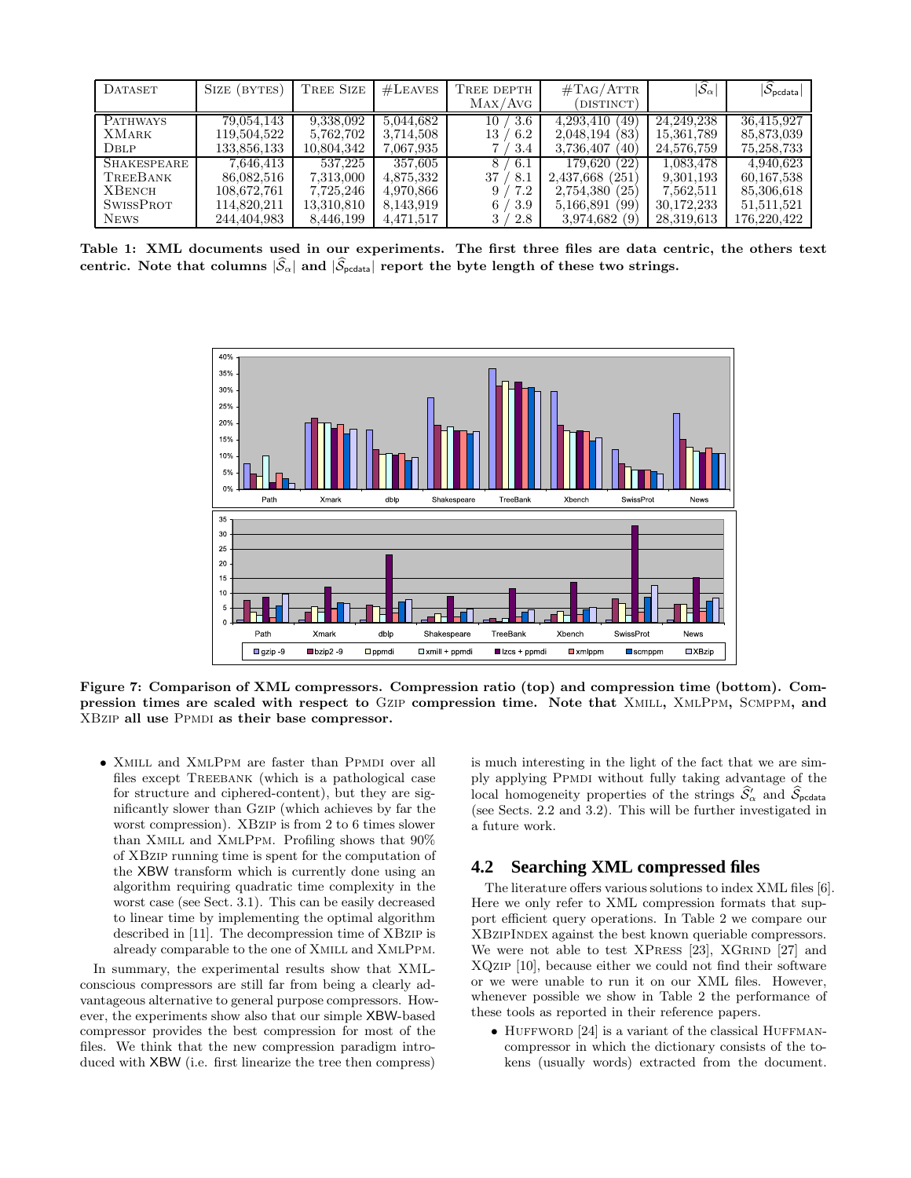| Dataset | Size (bytes) | Tree Size | #Leaves | Tree depth Max/Avg | #Tag/Attr (distinct) | $\lvert\widehat{\mathcal{S}}_\alpha\rvert$ | $\lvert\widehat{\mathcal{S}}_{\mathsf{pcdata}}\rvert$ |
|---|---|---|---|---|---|---|---|
| Pathways | 79,054,143 | 9,338,092 | 5,044,682 | 10 / 3.6 | 4,293,410 (49) | 24,249,238 | 36,415,927 |
| XMark | 119,504,522 | 5,762,702 | 3,714,508 | 13 / 6.2 | 2,048,194 (83) | 15,361,789 | 85,873,039 |
| Dblp | 133,856,133 | 10,804,342 | 7,067,935 | 7 / 3.4 | 3,736,407 (40) | 24,576,759 | 75,258,733 |
| Shakespeare | 7,646,413 | 537,225 | 357,605 | 8 / 6.1 | 179,620 (22) | 1,083,478 | 4,940,623 |
| TreeBank | 86,082,516 | 7,313,000 | 4,875,332 | 37 / 8.1 | 2,437,668 (251) | 9,301,193 | 60,167,538 |
| XBench | 108,672,761 | 7,725,246 | 4,970,866 | 9 / 7.2 | 2,754,380 (25) | 7,562,511 | 85,306,618 |
| SwissProt | 114,820,211 | 13,310,810 | 8,143,919 | 6 / 3.9 | 5,166,891 (99) | 30,172,233 | 51,511,521 |
| News | 244,404,983 | 8,446,199 | 4,471,517 | 3 / 2.8 | 3,974,682 (9) | 28,319,613 | 176,220,422 |

**Table 1: XML documents used in our experiments. The first three files are data centric, the others text centric. Note that columns $\lvert\widehat{\mathcal{S}}_\alpha\rvert$ and $\lvert\widehat{\mathcal{S}}_{\mathsf{pcdata}}\rvert$ report the byte length of these two strings.**

**Figure 7: Comparison of XML compressors. Compression ratio (top) and compression time (bottom). Compression times are scaled with respect to Gzip compression time. Note that Xmill, XmlPpm, Scmppm, and XBzip all use Ppmdi as their base compressor.**

- Xmill and XmlPpm are faster than Ppmdi over all files except TreeBank (which is a pathological case for structure and ciphered-content), but they are significantly slower than Gzip (which achieves by far the worst compression). XBzip is from 2 to 6 times slower than Xmill and XmlPpm. Profiling shows that 90% of XBzip running time is spent for the computation of the XBW transform which is currently done using an algorithm requiring quadratic time complexity in the worst case (see Sect. 3.1). This can be easily decreased to linear time by implementing the optimal algorithm described in [11]. The decompression time of XBzip is already comparable to the one of Xmill and XmlPpm.

In summary, the experimental results show that XML-conscious compressors are still far from being a clearly advantageous alternative to general purpose compressors. However, the experiments show also that our simple XBW-based compressor provides the best compression for most of the files. We think that the new compression paradigm introduced with XBW (i.e. first linearize the tree then compress) is much interesting in the light of the fact that we are simply applying Ppmdi without fully taking advantage of the local homogeneity properties of the strings $\widehat{\mathcal{S}}'_\alpha$ and $\widehat{\mathcal{S}}_{\mathsf{pcdata}}$ (see Sects. 2.2 and 3.2). This will be further investigated in a future work.

## 4.2 Searching XML compressed files

The literature offers various solutions to index XML files [6]. Here we only refer to XML compression formats that support efficient query operations. In Table 2 we compare our XBzipIndex against the best known queriable compressors. We were not able to test XPress [23], XGrind [27] and XQzip [10], because either we could not find their software or we were unable to run it on our XML files. However, whenever possible we show in Table 2 the performance of these tools as reported in their reference papers.

- Huffword [24] is a variant of the classical Huffman-compressor in which the dictionary consists of the tokens (usually words) extracted from the document.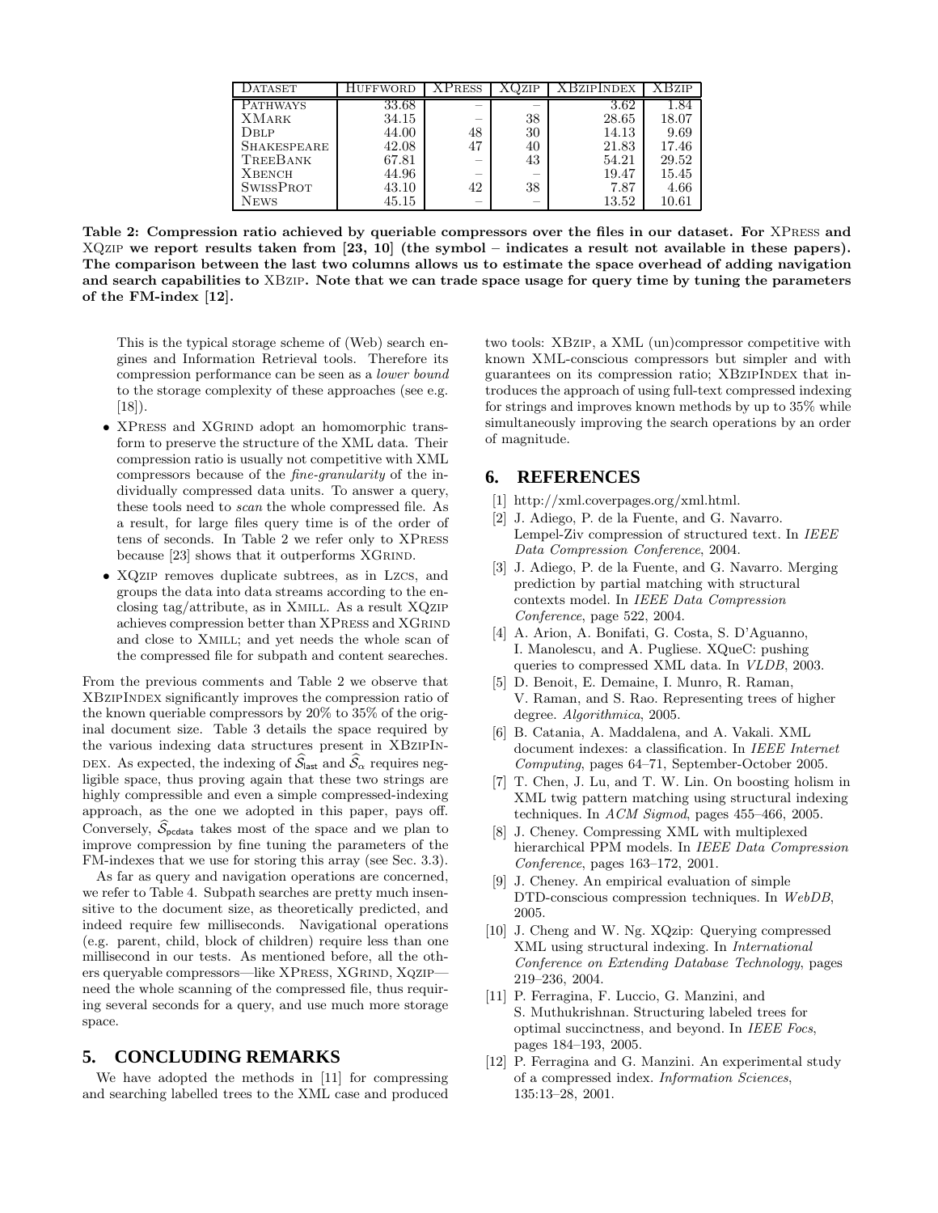| Dataset | Huffword | XPress | XQzip | XBzipIndex | XBzip |
|---|---|---|---|---|---|
| Pathways | 33.68 | – | – | 3.62 | 1.84 |
| XMark | 34.15 | – | 38 | 28.65 | 18.07 |
| Dblp | 44.00 | 48 | 30 | 14.13 | 9.69 |
| Shakespeare | 42.08 | 47 | 40 | 21.83 | 17.46 |
| TreeBank | 67.81 | – | 43 | 54.21 | 29.52 |
| Xbench | 44.96 | – | – | 19.47 | 15.45 |
| SwissProt | 43.10 | 42 | 38 | 7.87 | 4.66 |
| News | 45.15 | – | – | 13.52 | 10.61 |

**Table 2: Compression ratio achieved by queriable compressors over the files in our dataset. For XPress and XQzip we report results taken from [23, 10] (the symbol – indicates a result not available in these papers). The comparison between the last two columns allows us to estimate the space overhead of adding navigation and search capabilities to XBzip. Note that we can trade space usage for query time by tuning the parameters of the FM-index [12].**

This is the typical storage scheme of (Web) search engines and Information Retrieval tools. Therefore its compression performance can be seen as a *lower bound* to the storage complexity of these approaches (see e.g. [18]).

- XPress and XGrind adopt an homomorphic transform to preserve the structure of the XML data. Their compression ratio is usually not competitive with XML compressors because of the *fine-granularity* of the individually compressed data units. To answer a query, these tools need to *scan* the whole compressed file. As a result, for large files query time is of the order of tens of seconds. In Table 2 we refer only to XPress because [23] shows that it outperforms XGrind.
- XQzip removes duplicate subtrees, as in Lzcs, and groups the data into data streams according to the enclosing tag/attribute, as in Xmill. As a result XQzip achieves compression better than XPress and XGrind and close to Xmill; and yet needs the whole scan of the compressed file for subpath and content seareches.

From the previous comments and Table 2 we observe that XBzipIndex significantly improves the compression ratio of the known queriable compressors by 20% to 35% of the original document size. Table 3 details the space required by the various indexing data structures present in XBzipIndex. As expected, the indexing of $\widehat{\mathcal{S}}_{\mathsf{last}}$ and $\widehat{\mathcal{S}}_{\alpha}$ requires negligible space, thus proving again that these two strings are highly compressible and even a simple compressed-indexing approach, as the one we adopted in this paper, pays off. Conversely, $\widehat{\mathcal{S}}_{\mathsf{pcdata}}$ takes most of the space and we plan to improve compression by fine tuning the parameters of the FM-indexes that we use for storing this array (see Sec. 3.3).

As far as query and navigation operations are concerned, we refer to Table 4. Subpath searches are pretty much insensitive to the document size, as theoretically predicted, and indeed require few milliseconds. Navigational operations (e.g. parent, child, block of children) require less than one millisecond in our tests. As mentioned before, all the others queryable compressors—like XPress, XGrind, Xqzip—need the whole scanning of the compressed file, thus requiring several seconds for a query, and use much more storage space.

## 5. CONCLUDING REMARKS

We have adopted the methods in [11] for compressing and searching labelled trees to the XML case and produced two tools: XBzip, a XML (un)compressor competitive with known XML-conscious compressors but simpler and with guarantees on its compression ratio; XBzipIndex that introduces the approach of using full-text compressed indexing for strings and improves known methods by up to 35% while simultaneously improving the search operations by an order of magnitude.

## 6. REFERENCES

[1] http://xml.coverpages.org/xml.html.

[2] J. Adiego, P. de la Fuente, and G. Navarro. Lempel-Ziv compression of structured text. In *IEEE Data Compression Conference*, 2004.

[3] J. Adiego, P. de la Fuente, and G. Navarro. Merging prediction by partial matching with structural contexts model. In *IEEE Data Compression Conference*, page 522, 2004.

[4] A. Arion, A. Bonifati, G. Costa, S. D'Aguanno, I. Manolescu, and A. Pugliese. XQueC: pushing queries to compressed XML data. In *VLDB*, 2003.

[5] D. Benoit, E. Demaine, I. Munro, R. Raman, V. Raman, and S. Rao. Representing trees of higher degree. *Algorithmica*, 2005.

[6] B. Catania, A. Maddalena, and A. Vakali. XML document indexes: a classification. In *IEEE Internet Computing*, pages 64–71, September-October 2005.

[7] T. Chen, J. Lu, and T. W. Lin. On boosting holism in XML twig pattern matching using structural indexing techniques. In *ACM Sigmod*, pages 455–466, 2005.

[8] J. Cheney. Compressing XML with multiplexed hierarchical PPM models. In *IEEE Data Compression Conference*, pages 163–172, 2001.

[9] J. Cheney. An empirical evaluation of simple DTD-conscious compression techniques. In *WebDB*, 2005.

[10] J. Cheng and W. Ng. XQzip: Querying compressed XML using structural indexing. In *International Conference on Extending Database Technology*, pages 219–236, 2004.

[11] P. Ferragina, F. Luccio, G. Manzini, and S. Muthukrishnan. Structuring labeled trees for optimal succinctness, and beyond. In *IEEE Focs*, pages 184–193, 2005.

[12] P. Ferragina and G. Manzini. An experimental study of a compressed index. *Information Sciences*, 135:13–28, 2001.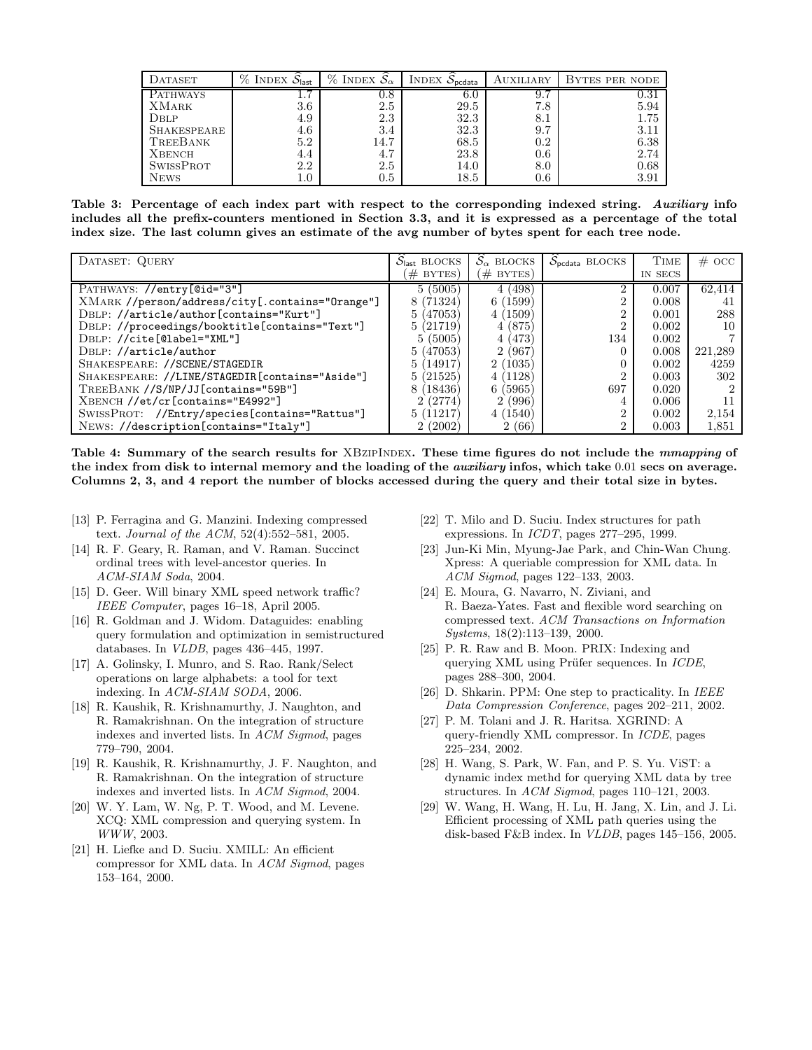| Dataset | % Index $\hat{\mathcal{S}}_{\mathsf{last}}$ | % Index $\hat{\mathcal{S}}_{\alpha}$ | Index $\hat{\mathcal{S}}_{\mathsf{pcdata}}$ | Auxiliary | Bytes per node |
|---|---|---|---|---|---|
| Pathways | 1.7 | 0.8 | 6.0 | 9.7 | 0.31 |
| XMark | 3.6 | 2.5 | 29.5 | 7.8 | 5.94 |
| Dblp | 4.9 | 2.3 | 32.3 | 8.1 | 1.75 |
| Shakespeare | 4.6 | 3.4 | 32.3 | 9.7 | 3.11 |
| TreeBank | 5.2 | 14.7 | 68.5 | 0.2 | 6.38 |
| Xbench | 4.4 | 4.7 | 23.8 | 0.6 | 2.74 |
| SwissProt | 2.2 | 2.5 | 14.0 | 8.0 | 0.68 |
| News | 1.0 | 0.5 | 18.5 | 0.6 | 3.91 |

**Table 3: Percentage of each index part with respect to the corresponding indexed string. *Auxiliary* info includes all the prefix-counters mentioned in Section 3.3, and it is expressed as a percentage of the total index size. The last column gives an estimate of the avg number of bytes spent for each tree node.**

| Dataset: Query | $\hat{\mathcal{S}}_{\mathsf{last}}$ blocks (# bytes) | $\hat{\mathcal{S}}_{\alpha}$ blocks (# bytes) | $\hat{\mathcal{S}}_{\mathsf{pcdata}}$ blocks | Time in secs | # occ |
|---|---|---|---|---|---|
| Pathways: //entry[@id="3"] | 5 (5005) | 4 (498) | 2 | 0.007 | 62,414 |
| XMark //person/address/city[.contains="Orange"] | 8 (71324) | 6 (1599) | 2 | 0.008 | 41 |
| Dblp: //article/author[contains="Kurt"] | 5 (47053) | 4 (1509) | 2 | 0.001 | 288 |
| Dblp: //proceedings/booktitle[contains="Text"] | 5 (21719) | 4 (875) | 2 | 0.002 | 10 |
| Dblp: //cite[@label="XML"] | 5 (5005) | 4 (473) | 134 | 0.002 | 7 |
| Dblp: //article/author | 5 (47053) | 2 (967) | 0 | 0.008 | 221,289 |
| Shakespeare: //SCENE/STAGEDIR | 5 (14917) | 2 (1035) | 0 | 0.002 | 4259 |
| Shakespeare: //LINE/STAGEDIR[contains="Aside"] | 5 (21525) | 4 (1128) | 2 | 0.003 | 302 |
| TreeBank //S/NP/JJ[contains="59B"] | 8 (18436) | 6 (5965) | 697 | 0.020 | 2 |
| Xbench //et/cr[contains="E4992"] | 2 (2774) | 2 (996) | 4 | 0.006 | 11 |
| SwissProt: //Entry/species[contains="Rattus"] | 5 (11217) | 4 (1540) | 2 | 0.002 | 2,154 |
| News: //description[contains="Italy"] | 2 (2002) | 2 (66) | 2 | 0.003 | 1,851 |

**Table 4: Summary of the search results for XBzipIndex. These time figures do not include the *mmapping* of the index from disk to internal memory and the loading of the *auxiliary* infos, which take 0.01 secs on average. Columns 2, 3, and 4 report the number of blocks accessed during the query and their total size in bytes.**

[13] P. Ferragina and G. Manzini. Indexing compressed text. *Journal of the ACM*, 52(4):552–581, 2005.

[14] R. F. Geary, R. Raman, and V. Raman. Succinct ordinal trees with level-ancestor queries. In *ACM-SIAM Soda*, 2004.

[15] D. Geer. Will binary XML speed network traffic? *IEEE Computer*, pages 16–18, April 2005.

[16] R. Goldman and J. Widom. Dataguides: enabling query formulation and optimization in semistructured databases. In *VLDB*, pages 436–445, 1997.

[17] A. Golinsky, I. Munro, and S. Rao. Rank/Select operations on large alphabets: a tool for text indexing. In *ACM-SIAM SODA*, 2006.

[18] R. Kaushik, R. Krishnamurthy, J. Naughton, and R. Ramakrishnan. On the integration of structure indexes and inverted lists. In *ACM Sigmod*, pages 779–790, 2004.

[19] R. Kaushik, R. Krishnamurthy, J. F. Naughton, and R. Ramakrishnan. On the integration of structure indexes and inverted lists. In *ACM Sigmod*, 2004.

[20] W. Y. Lam, W. Ng, P. T. Wood, and M. Levene. XCQ: XML compression and querying system. In *WWW*, 2003.

[21] H. Liefke and D. Suciu. XMILL: An efficient compressor for XML data. In *ACM Sigmod*, pages 153–164, 2000.

[22] T. Milo and D. Suciu. Index structures for path expressions. In *ICDT*, pages 277–295, 1999.

[23] Jun-Ki Min, Myung-Jae Park, and Chin-Wan Chung. Xpress: A queriable compression for XML data. In *ACM Sigmod*, pages 122–133, 2003.

[24] E. Moura, G. Navarro, N. Ziviani, and R. Baeza-Yates. Fast and flexible word searching on compressed text. *ACM Transactions on Information Systems*, 18(2):113–139, 2000.

[25] P. R. Raw and B. Moon. PRIX: Indexing and querying XML using Prüfer sequences. In *ICDE*, pages 288–300, 2004.

[26] D. Shkarin. PPM: One step to practicality. In *IEEE Data Compression Conference*, pages 202–211, 2002.

[27] P. M. Tolani and J. R. Haritsa. XGRIND: A query-friendly XML compressor. In *ICDE*, pages 225–234, 2002.

[28] H. Wang, S. Park, W. Fan, and P. S. Yu. ViST: a dynamic index methd for querying XML data by tree structures. In *ACM Sigmod*, pages 110–121, 2003.

[29] W. Wang, H. Wang, H. Lu, H. Jang, X. Lin, and J. Li. Efficient processing of XML path queries using the disk-based F&B index. In *VLDB*, pages 145–156, 2005.